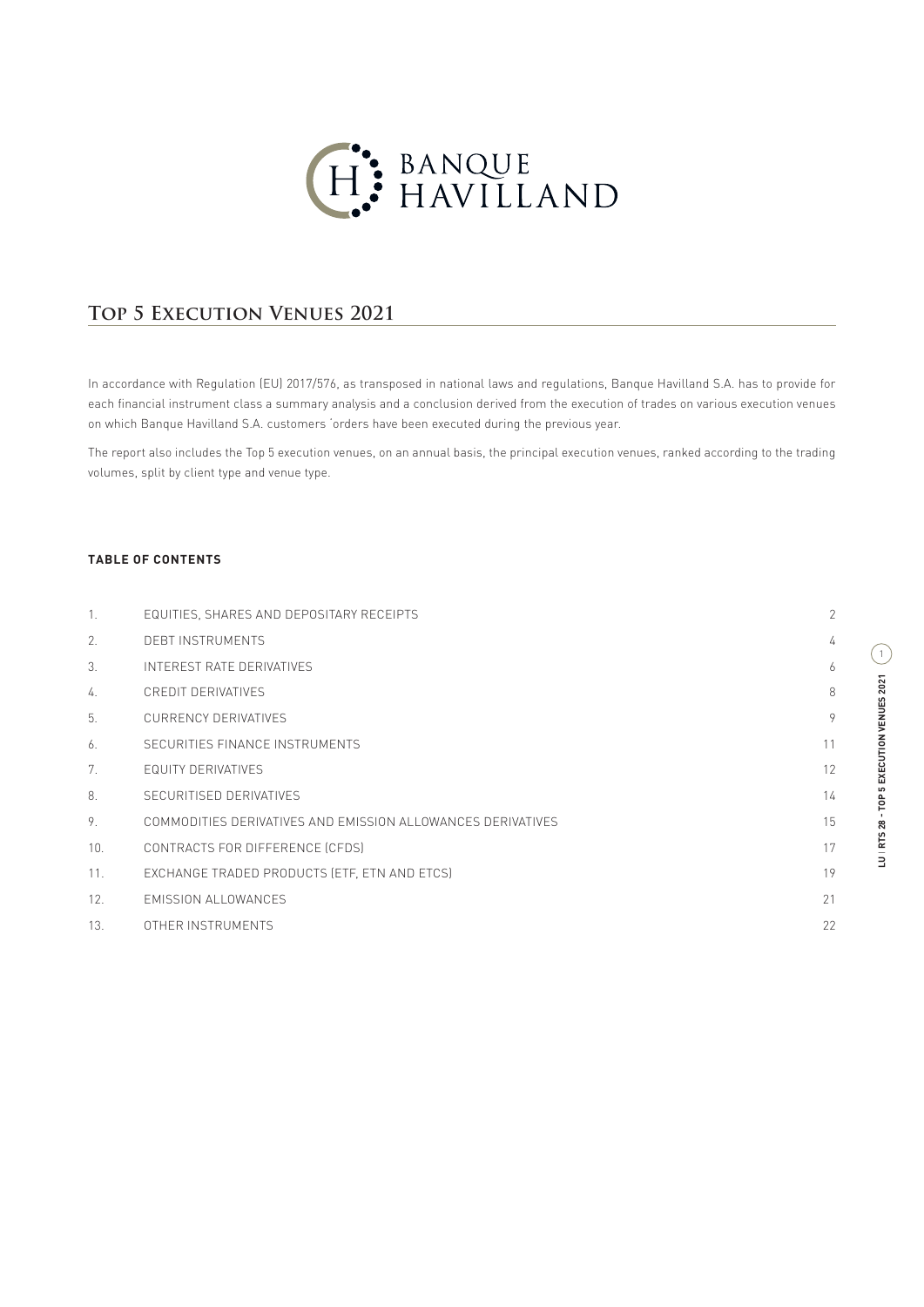BANQUE HAVILLAND

# Top 5 Execution Venues 2021

In accordance with Regulation (EU) 2017/576, as transposed in national laws and regulations, Banque Havilland S.A. has to provide for each financial instrument class a summary analysis and a conclusion derived from the execution of trades on various execution venues on which Banque Havilland S.A. customers 'orders have been executed during the previous year.

The report also includes the Top 5 execution venues, on an annual basis, the principal execution venues, ranked according to the trading volumes, split by client type and venue type.

**TABLE OF CONTENTS**

| | | |
|---|---|---|
| 1. | EQUITIES, SHARES AND DEPOSITARY RECEIPTS | 2 |
| 2. | DEBT INSTRUMENTS | 4 |
| 3. | INTEREST RATE DERIVATIVES | 6 |
| 4. | CREDIT DERIVATIVES | 8 |
| 5. | CURRENCY DERIVATIVES | 9 |
| 6. | SECURITIES FINANCE INSTRUMENTS | 11 |
| 7. | EQUITY DERIVATIVES | 12 |
| 8. | SECURITISED DERIVATIVES | 14 |
| 9. | COMMODITIES DERIVATIVES AND EMISSION ALLOWANCES DERIVATIVES | 15 |
| 10. | CONTRACTS FOR DIFFERENCE (CFDS) | 17 |
| 11. | EXCHANGE TRADED PRODUCTS (ETF, ETN AND ETCS) | 19 |
| 12. | EMISSION ALLOWANCES | 21 |
| 13. | OTHER INSTRUMENTS | 22 |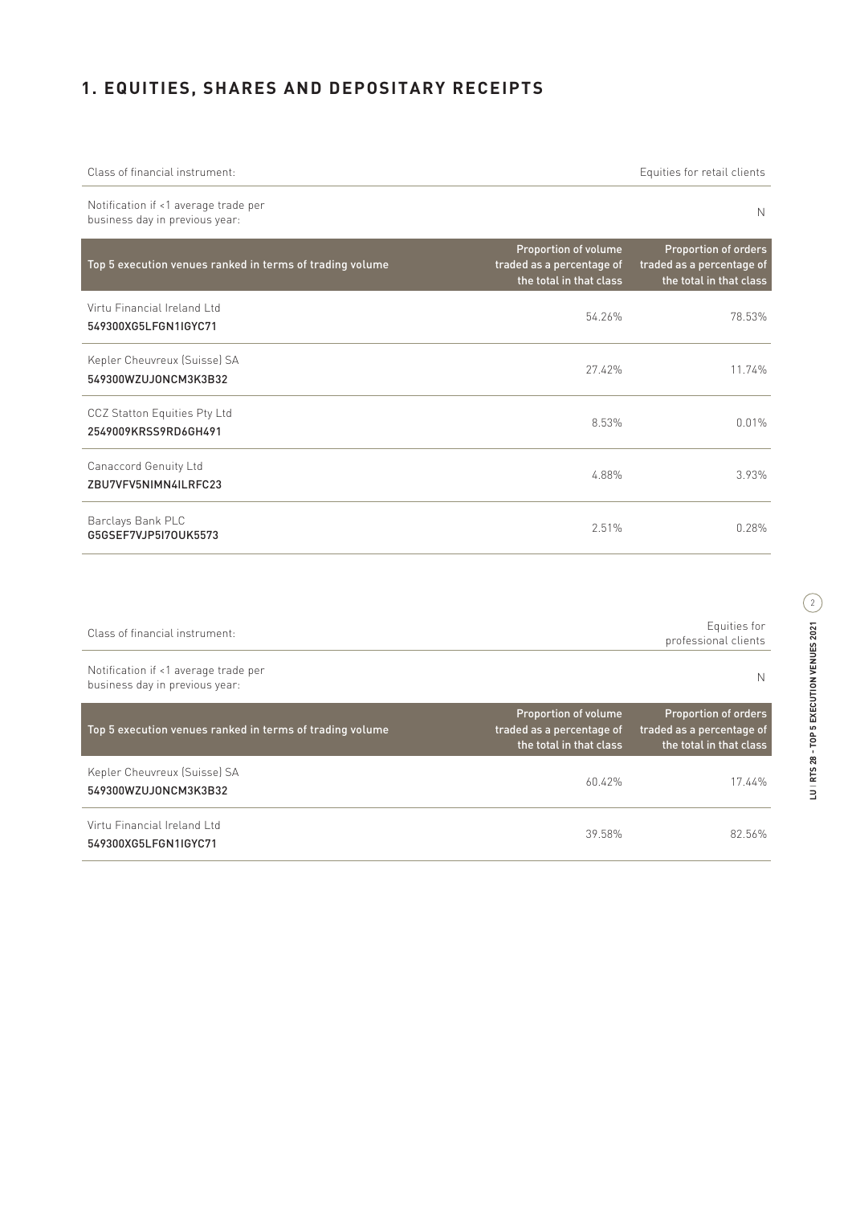# 1. EQUITIES, SHARES AND DEPOSITARY RECEIPTS

| Class of financial instrument: | | Equities for retail clients |
|---|---|---|
| Notification if <1 average trade per business day in previous year: | | N |
| **Top 5 execution venues ranked in terms of trading volume** | **Proportion of volume traded as a percentage of the total in that class** | **Proportion of orders traded as a percentage of the total in that class** |
| Virtu Financial Ireland Ltd 549300XG5LFGN1IGYC71 | 54.26% | 78.53% |
| Kepler Cheuvreux (Suisse) SA 549300WZUJONCM3K3B32 | 27.42% | 11.74% |
| CCZ Statton Equities Pty Ltd 2549009KRSS9RD6GH491 | 8.53% | 0.01% |
| Canaccord Genuity Ltd ZBU7VFV5NIMN4ILRFC23 | 4.88% | 3.93% |
| Barclays Bank PLC G5GSEF7VJP5I7OUK5573 | 2.51% | 0.28% |

| Class of financial instrument: | | Equities for professional clients |
|---|---|---|
| Notification if <1 average trade per business day in previous year: | | N |
| **Top 5 execution venues ranked in terms of trading volume** | **Proportion of volume traded as a percentage of the total in that class** | **Proportion of orders traded as a percentage of the total in that class** |
| Kepler Cheuvreux (Suisse) SA 549300WZUJONCM3K3B32 | 60.42% | 17.44% |
| Virtu Financial Ireland Ltd 549300XG5LFGN1IGYC71 | 39.58% | 82.56% |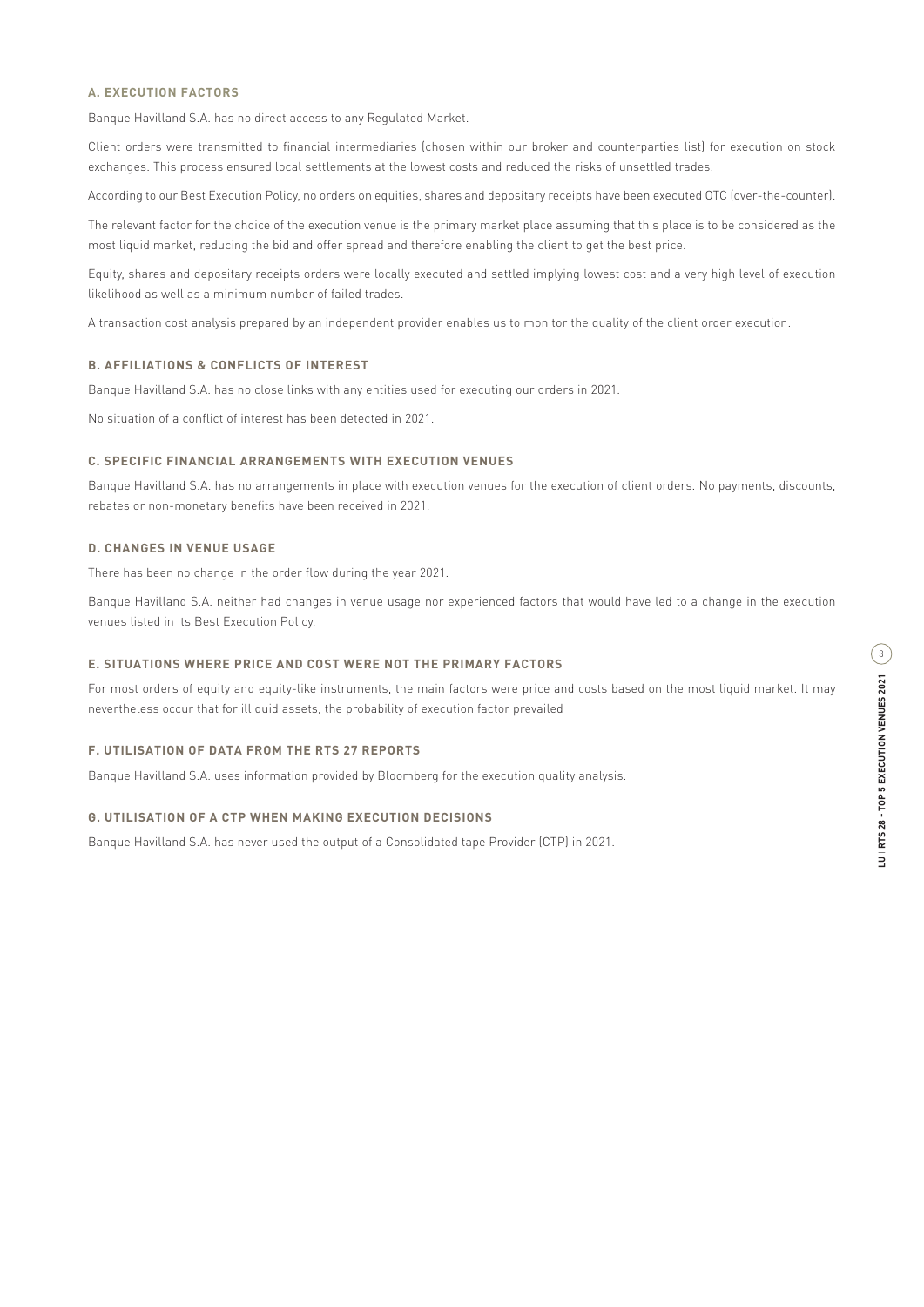### A. EXECUTION FACTORS

Banque Havilland S.A. has no direct access to any Regulated Market.

Client orders were transmitted to financial intermediaries (chosen within our broker and counterparties list) for execution on stock exchanges. This process ensured local settlements at the lowest costs and reduced the risks of unsettled trades.

According to our Best Execution Policy, no orders on equities, shares and depositary receipts have been executed OTC (over-the-counter).

The relevant factor for the choice of the execution venue is the primary market place assuming that this place is to be considered as the most liquid market, reducing the bid and offer spread and therefore enabling the client to get the best price.

Equity, shares and depositary receipts orders were locally executed and settled implying lowest cost and a very high level of execution likelihood as well as a minimum number of failed trades.

A transaction cost analysis prepared by an independent provider enables us to monitor the quality of the client order execution.

### B. AFFILIATIONS & CONFLICTS OF INTEREST

Banque Havilland S.A. has no close links with any entities used for executing our orders in 2021.

No situation of a conflict of interest has been detected in 2021.

### C. SPECIFIC FINANCIAL ARRANGEMENTS WITH EXECUTION VENUES

Banque Havilland S.A. has no arrangements in place with execution venues for the execution of client orders. No payments, discounts, rebates or non-monetary benefits have been received in 2021.

### D. CHANGES IN VENUE USAGE

There has been no change in the order flow during the year 2021.

Banque Havilland S.A. neither had changes in venue usage nor experienced factors that would have led to a change in the execution venues listed in its Best Execution Policy.

### E. SITUATIONS WHERE PRICE AND COST WERE NOT THE PRIMARY FACTORS

For most orders of equity and equity-like instruments, the main factors were price and costs based on the most liquid market. It may nevertheless occur that for illiquid assets, the probability of execution factor prevailed

### F. UTILISATION OF DATA FROM THE RTS 27 REPORTS

Banque Havilland S.A. uses information provided by Bloomberg for the execution quality analysis.

### G. UTILISATION OF A CTP WHEN MAKING EXECUTION DECISIONS

Banque Havilland S.A. has never used the output of a Consolidated tape Provider (CTP) in 2021.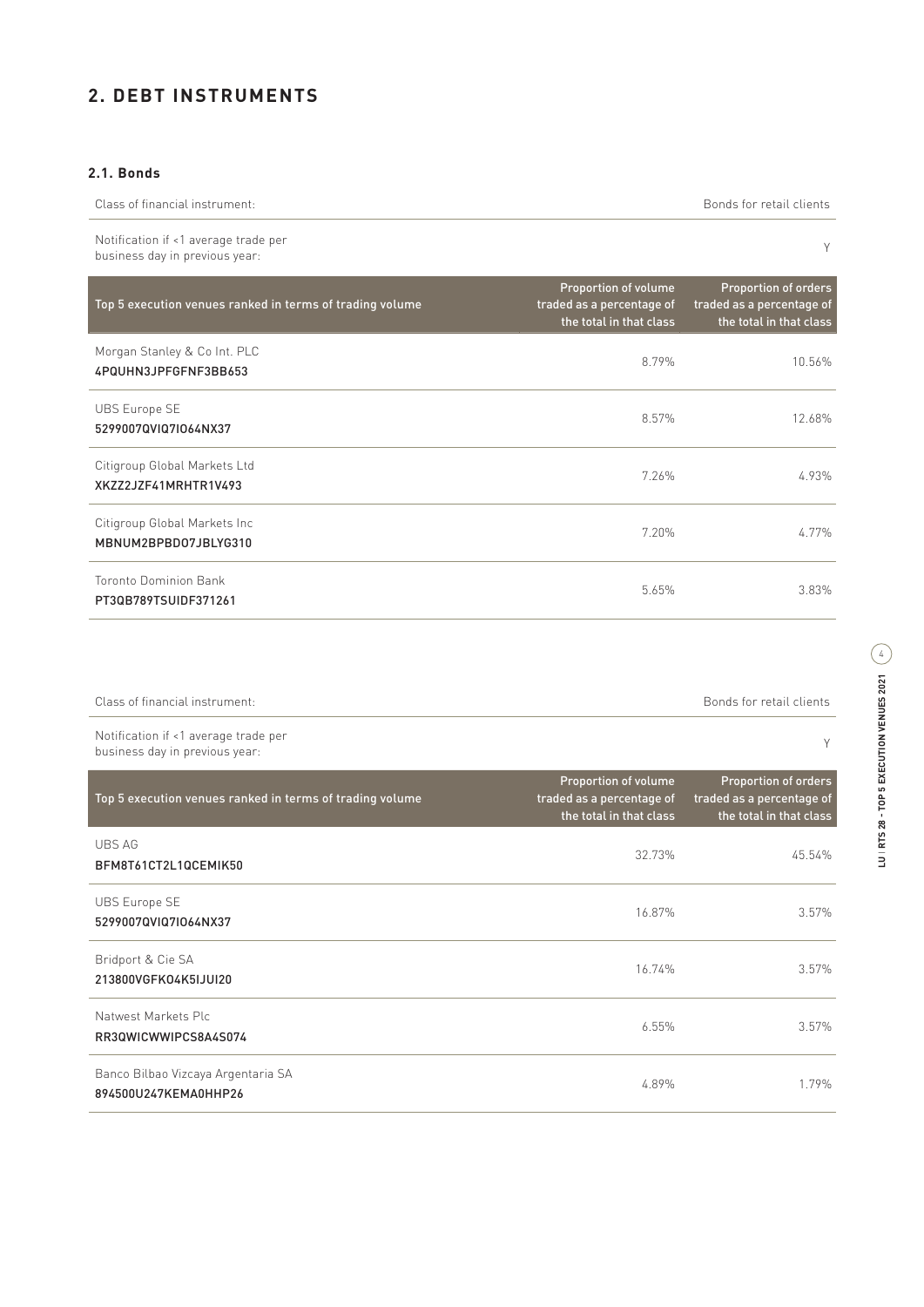## 2. DEBT INSTRUMENTS

### 2.1. Bonds

| Class of financial instrument: | | Bonds for retail clients |
|---|---|---|
| Notification if <1 average trade per business day in previous year: | | Y |

| Top 5 execution venues ranked in terms of trading volume | Proportion of volume traded as a percentage of the total in that class | Proportion of orders traded as a percentage of the total in that class |
|---|---|---|
| Morgan Stanley & Co Int. PLC<br>4PQUHN3JPFGFNF3BB653 | 8.79% | 10.56% |
| UBS Europe SE<br>5299007QVIQ7IO64NX37 | 8.57% | 12.68% |
| Citigroup Global Markets Ltd<br>XKZZ2JZF41MRHTR1V493 | 7.26% | 4.93% |
| Citigroup Global Markets Inc<br>MBNUM2BPBDO7JBLYG310 | 7.20% | 4.77% |
| Toronto Dominion Bank<br>PT3QB789TSUIDF371261 | 5.65% | 3.83% |

| Class of financial instrument: | | Bonds for retail clients |
|---|---|---|
| Notification if <1 average trade per business day in previous year: | | Y |

| Top 5 execution venues ranked in terms of trading volume | Proportion of volume traded as a percentage of the total in that class | Proportion of orders traded as a percentage of the total in that class |
|---|---|---|
| UBS AG<br>BFM8T61CT2L1QCEMIK50 | 32.73% | 45.54% |
| UBS Europe SE<br>5299007QVIQ7IO64NX37 | 16.87% | 3.57% |
| Bridport & Cie SA<br>213800VGFKO4K5IJUI20 | 16.74% | 3.57% |
| Natwest Markets Plc<br>RR3QWICWWIPCS8A4S074 | 6.55% | 3.57% |
| Banco Bilbao Vizcaya Argentaria SA<br>894500U247KEMA0HHP26 | 4.89% | 1.79% |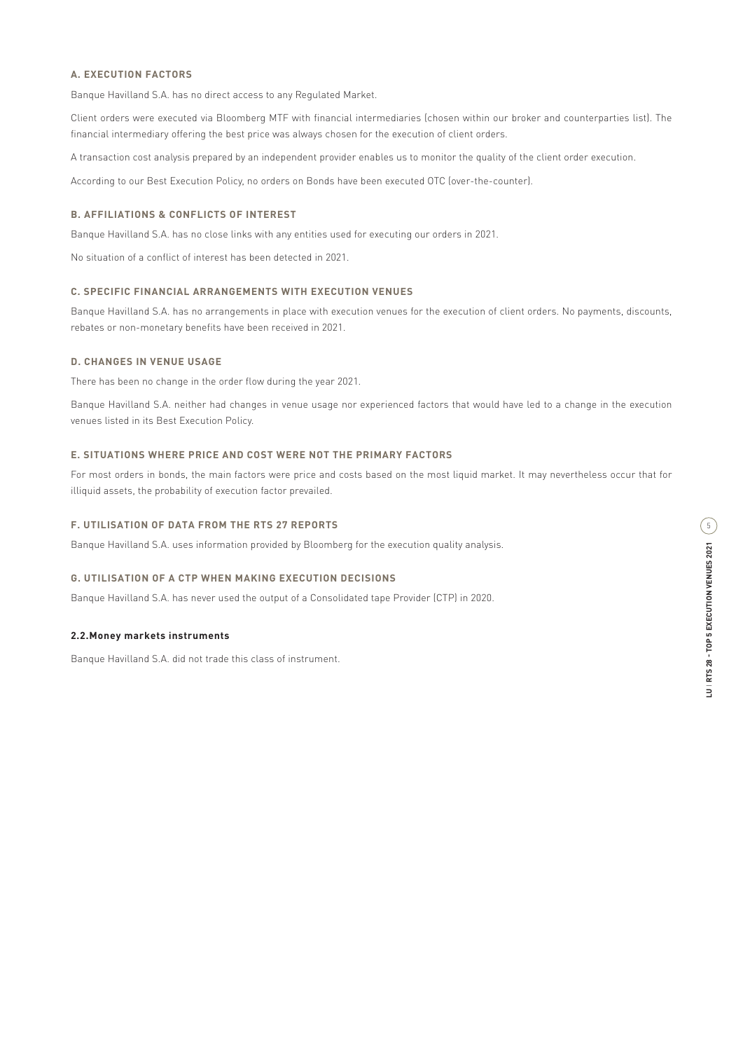### A. EXECUTION FACTORS

Banque Havilland S.A. has no direct access to any Regulated Market.

Client orders were executed via Bloomberg MTF with financial intermediaries (chosen within our broker and counterparties list). The financial intermediary offering the best price was always chosen for the execution of client orders.

A transaction cost analysis prepared by an independent provider enables us to monitor the quality of the client order execution.

According to our Best Execution Policy, no orders on Bonds have been executed OTC (over-the-counter).

### B. AFFILIATIONS & CONFLICTS OF INTEREST

Banque Havilland S.A. has no close links with any entities used for executing our orders in 2021.

No situation of a conflict of interest has been detected in 2021.

### C. SPECIFIC FINANCIAL ARRANGEMENTS WITH EXECUTION VENUES

Banque Havilland S.A. has no arrangements in place with execution venues for the execution of client orders. No payments, discounts, rebates or non-monetary benefits have been received in 2021.

### D. CHANGES IN VENUE USAGE

There has been no change in the order flow during the year 2021.

Banque Havilland S.A. neither had changes in venue usage nor experienced factors that would have led to a change in the execution venues listed in its Best Execution Policy.

### E. SITUATIONS WHERE PRICE AND COST WERE NOT THE PRIMARY FACTORS

For most orders in bonds, the main factors were price and costs based on the most liquid market. It may nevertheless occur that for illiquid assets, the probability of execution factor prevailed.

### F. UTILISATION OF DATA FROM THE RTS 27 REPORTS

Banque Havilland S.A. uses information provided by Bloomberg for the execution quality analysis.

### G. UTILISATION OF A CTP WHEN MAKING EXECUTION DECISIONS

Banque Havilland S.A. has never used the output of a Consolidated tape Provider (CTP) in 2020.

## 2.2.Money markets instruments

Banque Havilland S.A. did not trade this class of instrument.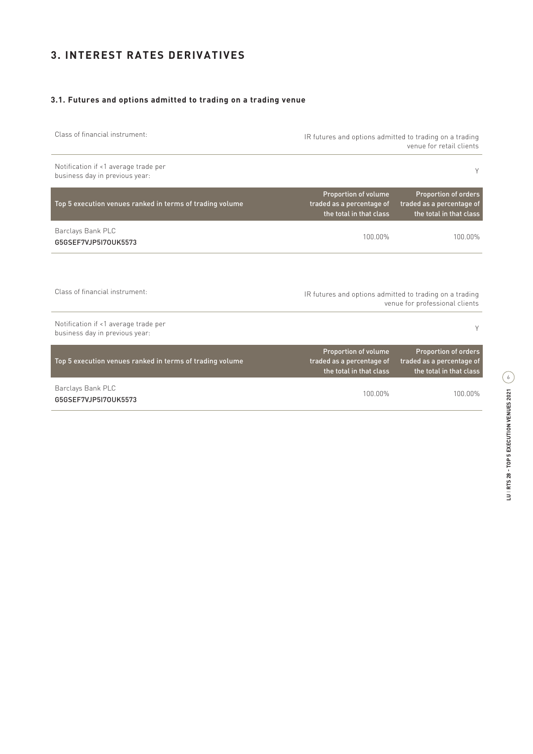# 3. INTEREST RATES DERIVATIVES

## 3.1. Futures and options admitted to trading on a trading venue

| Class of financial instrument: | IR futures and options admitted to trading on a trading venue for retail clients | |
|---|---|---|
| Notification if <1 average trade per business day in previous year: | | Y |
| **Top 5 execution venues ranked in terms of trading volume** | **Proportion of volume traded as a percentage of the total in that class** | **Proportion of orders traded as a percentage of the total in that class** |
| Barclays Bank PLC G5GSEF7VJP5I7OUK5573 | 100.00% | 100.00% |

| Class of financial instrument: | IR futures and options admitted to trading on a trading venue for professional clients | |
|---|---|---|
| Notification if <1 average trade per business day in previous year: | | Y |
| **Top 5 execution venues ranked in terms of trading volume** | **Proportion of volume traded as a percentage of the total in that class** | **Proportion of orders traded as a percentage of the total in that class** |
| Barclays Bank PLC G5GSEF7VJP5I7OUK5573 | 100.00% | 100.00% |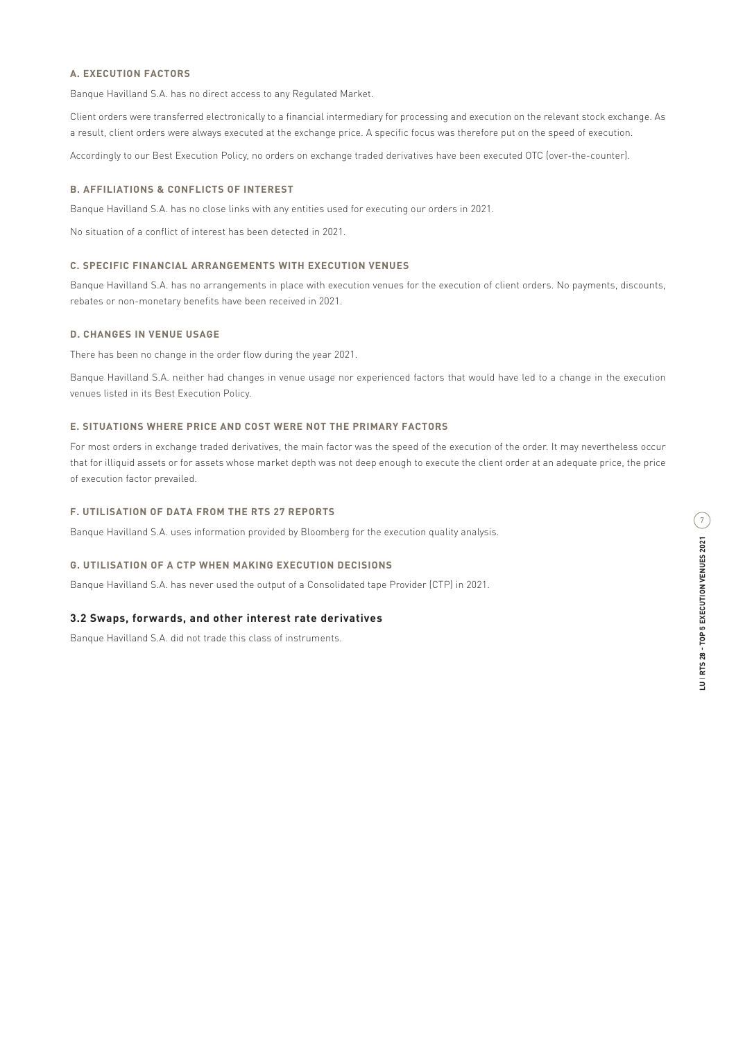#### A. EXECUTION FACTORS

Banque Havilland S.A. has no direct access to any Regulated Market.

Client orders were transferred electronically to a financial intermediary for processing and execution on the relevant stock exchange. As a result, client orders were always executed at the exchange price. A specific focus was therefore put on the speed of execution.

Accordingly to our Best Execution Policy, no orders on exchange traded derivatives have been executed OTC (over-the-counter).

#### B. AFFILIATIONS & CONFLICTS OF INTEREST

Banque Havilland S.A. has no close links with any entities used for executing our orders in 2021.

No situation of a conflict of interest has been detected in 2021.

#### C. SPECIFIC FINANCIAL ARRANGEMENTS WITH EXECUTION VENUES

Banque Havilland S.A. has no arrangements in place with execution venues for the execution of client orders. No payments, discounts, rebates or non-monetary benefits have been received in 2021.

#### D. CHANGES IN VENUE USAGE

There has been no change in the order flow during the year 2021.

Banque Havilland S.A. neither had changes in venue usage nor experienced factors that would have led to a change in the execution venues listed in its Best Execution Policy.

#### E. SITUATIONS WHERE PRICE AND COST WERE NOT THE PRIMARY FACTORS

For most orders in exchange traded derivatives, the main factor was the speed of the execution of the order. It may nevertheless occur that for illiquid assets or for assets whose market depth was not deep enough to execute the client order at an adequate price, the price of execution factor prevailed.

#### F. UTILISATION OF DATA FROM THE RTS 27 REPORTS

Banque Havilland S.A. uses information provided by Bloomberg for the execution quality analysis.

#### G. UTILISATION OF A CTP WHEN MAKING EXECUTION DECISIONS

Banque Havilland S.A. has never used the output of a Consolidated tape Provider (CTP) in 2021.

### 3.2 Swaps, forwards, and other interest rate derivatives

Banque Havilland S.A. did not trade this class of instruments.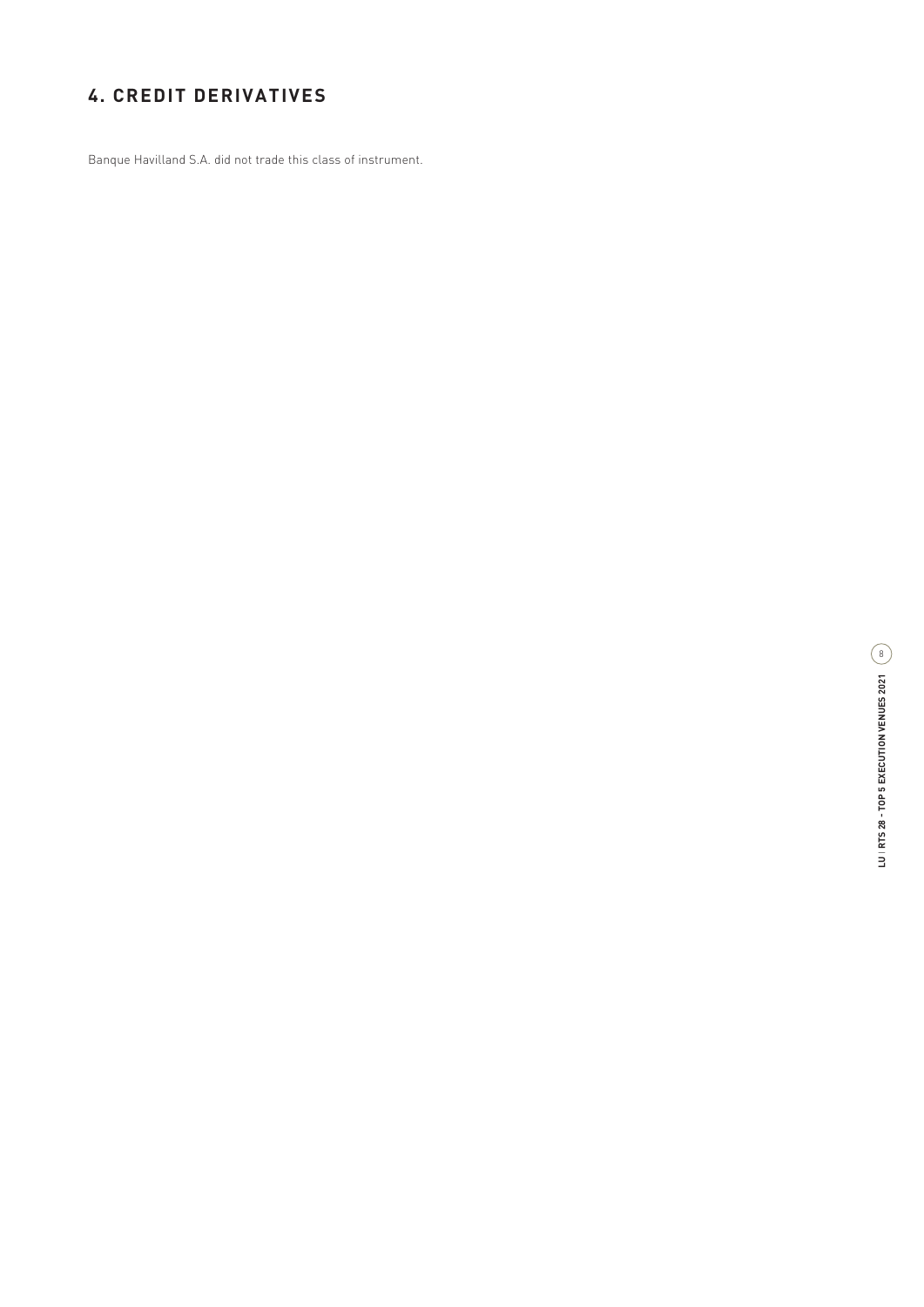## 4. CREDIT DERIVATIVES

Banque Havilland S.A. did not trade this class of instrument.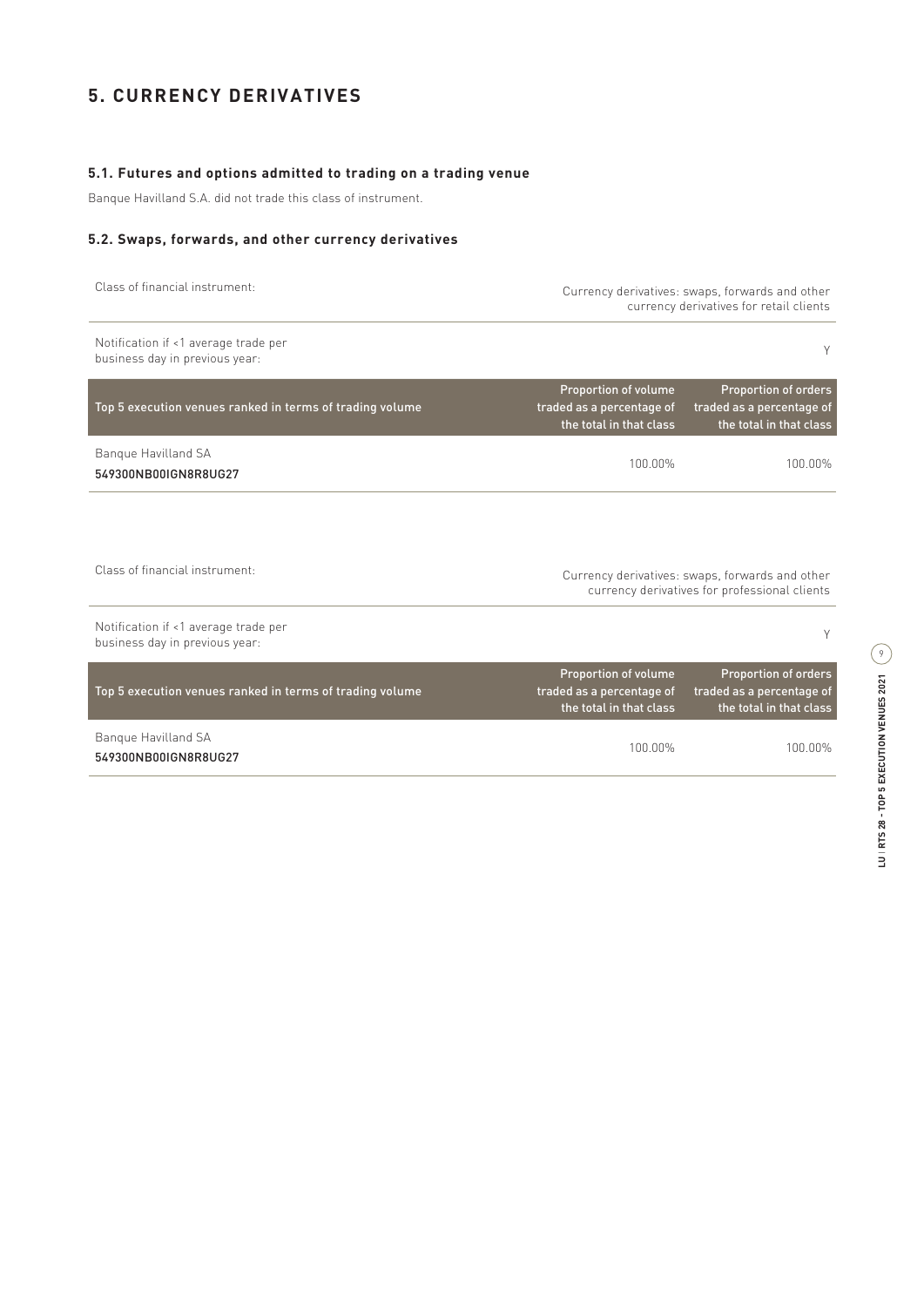# 5. CURRENCY DERIVATIVES

### 5.1. Futures and options admitted to trading on a trading venue

Banque Havilland S.A. did not trade this class of instrument.

### 5.2. Swaps, forwards, and other currency derivatives

| Class of financial instrument: | | Currency derivatives: swaps, forwards and other currency derivatives for retail clients |
|---|---|---|
| Notification if <1 average trade per business day in previous year: | | Y |
| **Top 5 execution venues ranked in terms of trading volume** | **Proportion of volume traded as a percentage of the total in that class** | **Proportion of orders traded as a percentage of the total in that class** |
| Banque Havilland SA<br>549300NB00IGN8R8UG27 | 100.00% | 100.00% |

| Class of financial instrument: | | Currency derivatives: swaps, forwards and other currency derivatives for professional clients |
|---|---|---|
| Notification if <1 average trade per business day in previous year: | | Y |
| **Top 5 execution venues ranked in terms of trading volume** | **Proportion of volume traded as a percentage of the total in that class** | **Proportion of orders traded as a percentage of the total in that class** |
| Banque Havilland SA<br>549300NB00IGN8R8UG27 | 100.00% | 100.00% |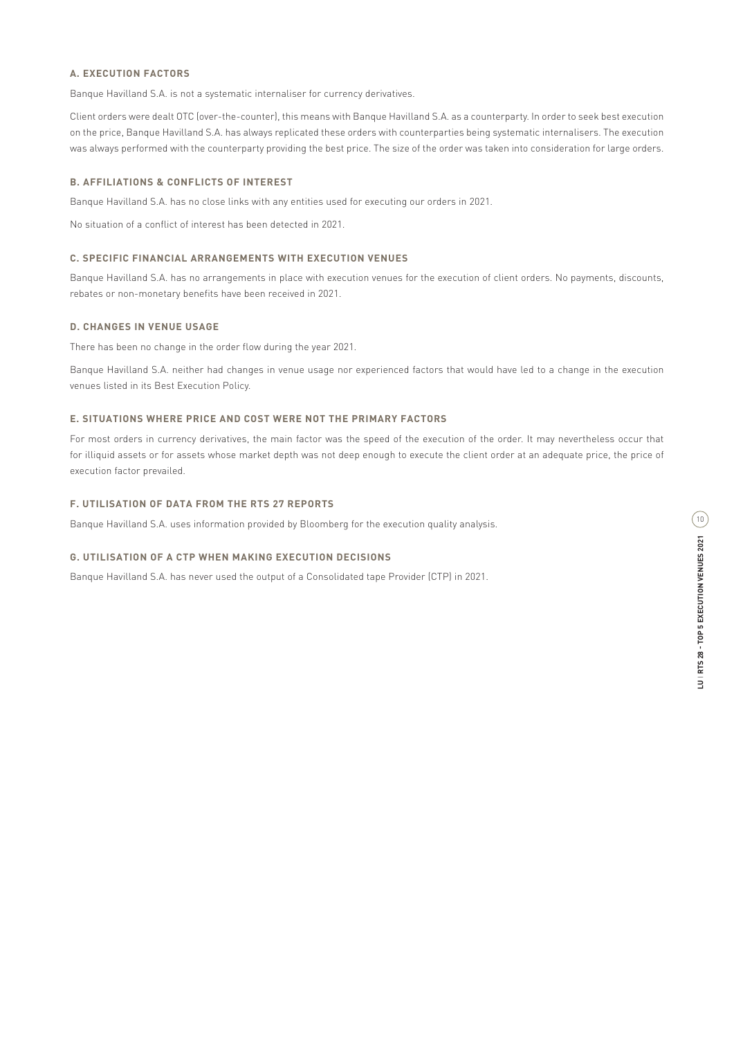### A. EXECUTION FACTORS

Banque Havilland S.A. is not a systematic internaliser for currency derivatives.

Client orders were dealt OTC (over-the-counter), this means with Banque Havilland S.A. as a counterparty. In order to seek best execution on the price, Banque Havilland S.A. has always replicated these orders with counterparties being systematic internalisers. The execution was always performed with the counterparty providing the best price. The size of the order was taken into consideration for large orders.

### B. AFFILIATIONS & CONFLICTS OF INTEREST

Banque Havilland S.A. has no close links with any entities used for executing our orders in 2021.

No situation of a conflict of interest has been detected in 2021.

### C. SPECIFIC FINANCIAL ARRANGEMENTS WITH EXECUTION VENUES

Banque Havilland S.A. has no arrangements in place with execution venues for the execution of client orders. No payments, discounts, rebates or non-monetary benefits have been received in 2021.

### D. CHANGES IN VENUE USAGE

There has been no change in the order flow during the year 2021.

Banque Havilland S.A. neither had changes in venue usage nor experienced factors that would have led to a change in the execution venues listed in its Best Execution Policy.

### E. SITUATIONS WHERE PRICE AND COST WERE NOT THE PRIMARY FACTORS

For most orders in currency derivatives, the main factor was the speed of the execution of the order. It may nevertheless occur that for illiquid assets or for assets whose market depth was not deep enough to execute the client order at an adequate price, the price of execution factor prevailed.

### F. UTILISATION OF DATA FROM THE RTS 27 REPORTS

Banque Havilland S.A. uses information provided by Bloomberg for the execution quality analysis.

### G. UTILISATION OF A CTP WHEN MAKING EXECUTION DECISIONS

Banque Havilland S.A. has never used the output of a Consolidated tape Provider (CTP) in 2021.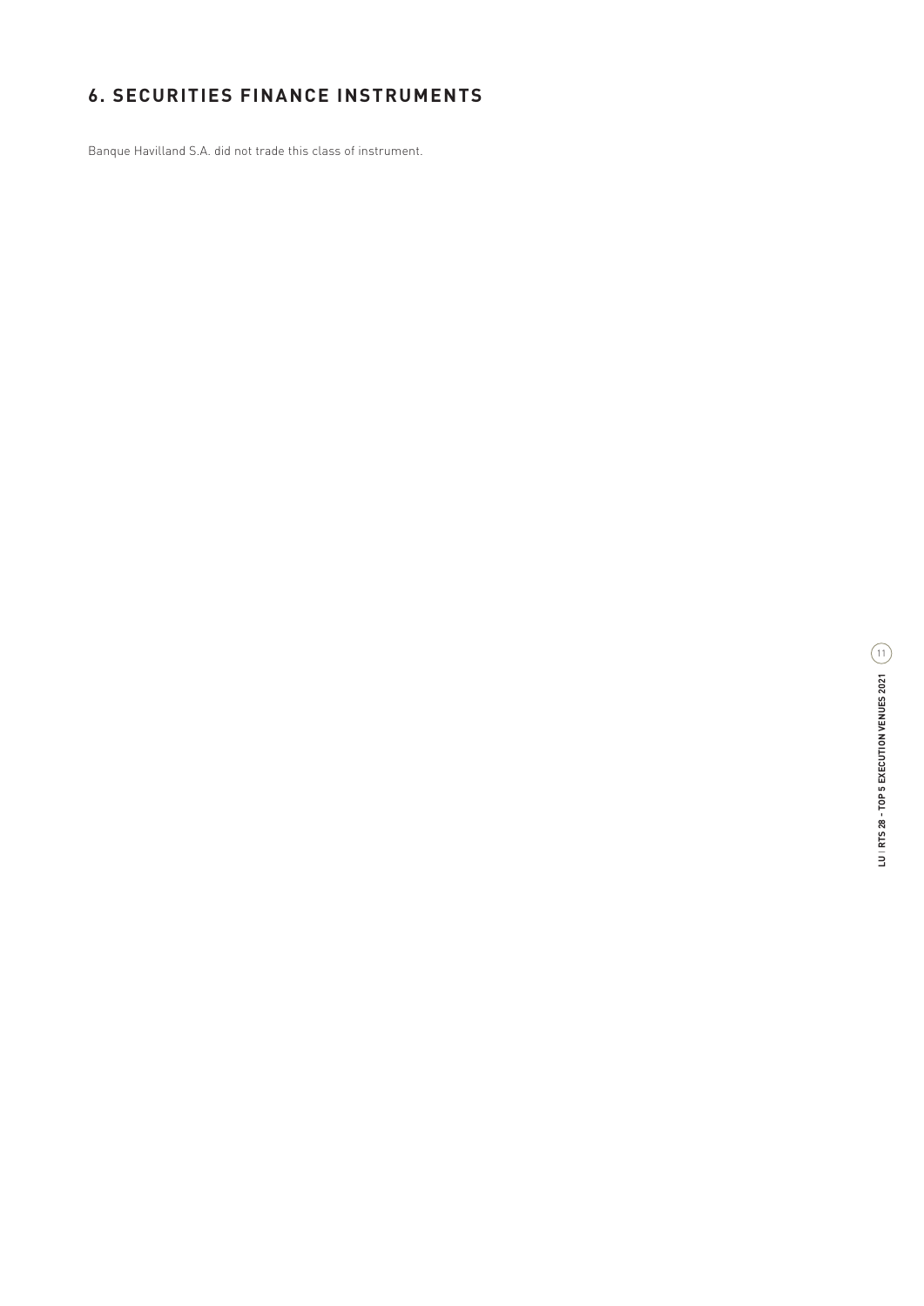## 6. SECURITIES FINANCE INSTRUMENTS

Banque Havilland S.A. did not trade this class of instrument.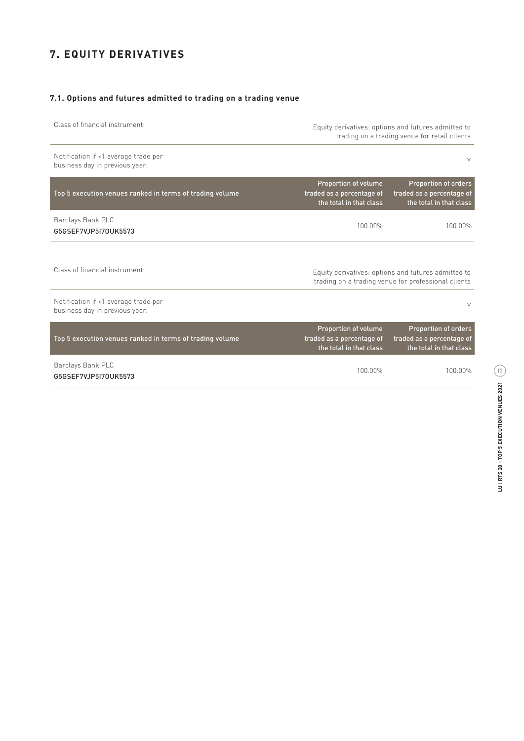# 7. EQUITY DERIVATIVES

## 7.1. Options and futures admitted to trading on a trading venue

| Class of financial instrument: | Equity derivatives: options and futures admitted to trading on a trading venue for retail clients | |
|---|---|---|
| Notification if <1 average trade per business day in previous year: | | Y |
| **Top 5 execution venues ranked in terms of trading volume** | **Proportion of volume traded as a percentage of the total in that class** | **Proportion of orders traded as a percentage of the total in that class** |
| Barclays Bank PLC G5GSEF7VJP5I7OUK5573 | 100.00% | 100.00% |

| Class of financial instrument: | Equity derivatives: options and futures admitted to trading on a trading venue for professional clients | |
|---|---|---|
| Notification if <1 average trade per business day in previous year: | | Y |
| **Top 5 execution venues ranked in terms of trading volume** | **Proportion of volume traded as a percentage of the total in that class** | **Proportion of orders traded as a percentage of the total in that class** |
| Barclays Bank PLC G5GSEF7VJP5I7OUK5573 | 100.00% | 100.00% |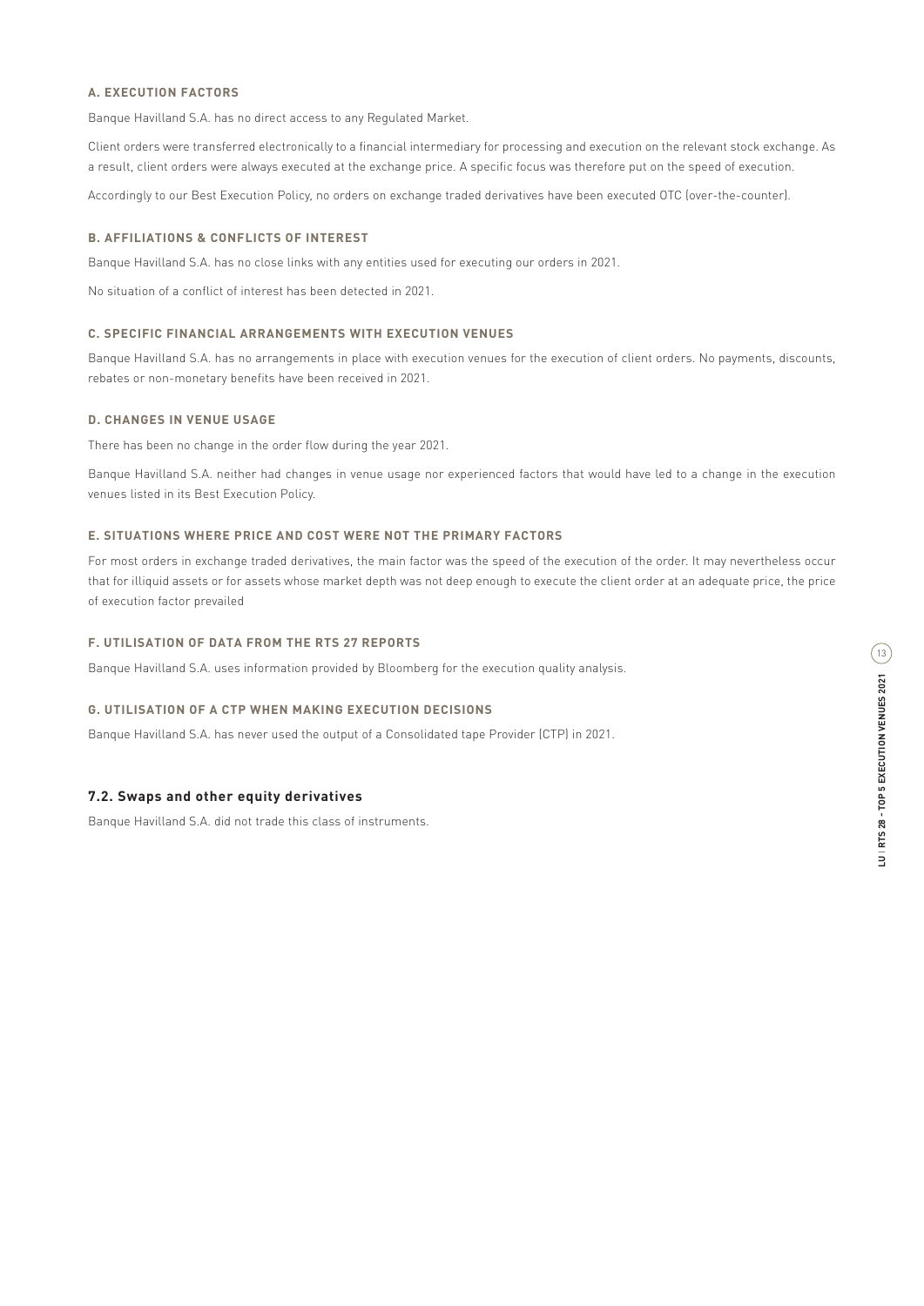#### A. EXECUTION FACTORS

Banque Havilland S.A. has no direct access to any Regulated Market.

Client orders were transferred electronically to a financial intermediary for processing and execution on the relevant stock exchange. As a result, client orders were always executed at the exchange price. A specific focus was therefore put on the speed of execution.

Accordingly to our Best Execution Policy, no orders on exchange traded derivatives have been executed OTC (over-the-counter).

#### B. AFFILIATIONS & CONFLICTS OF INTEREST

Banque Havilland S.A. has no close links with any entities used for executing our orders in 2021.

No situation of a conflict of interest has been detected in 2021.

#### C. SPECIFIC FINANCIAL ARRANGEMENTS WITH EXECUTION VENUES

Banque Havilland S.A. has no arrangements in place with execution venues for the execution of client orders. No payments, discounts, rebates or non-monetary benefits have been received in 2021.

#### D. CHANGES IN VENUE USAGE

There has been no change in the order flow during the year 2021.

Banque Havilland S.A. neither had changes in venue usage nor experienced factors that would have led to a change in the execution venues listed in its Best Execution Policy.

#### E. SITUATIONS WHERE PRICE AND COST WERE NOT THE PRIMARY FACTORS

For most orders in exchange traded derivatives, the main factor was the speed of the execution of the order. It may nevertheless occur that for illiquid assets or for assets whose market depth was not deep enough to execute the client order at an adequate price, the price of execution factor prevailed

#### F. UTILISATION OF DATA FROM THE RTS 27 REPORTS

Banque Havilland S.A. uses information provided by Bloomberg for the execution quality analysis.

#### G. UTILISATION OF A CTP WHEN MAKING EXECUTION DECISIONS

Banque Havilland S.A. has never used the output of a Consolidated tape Provider (CTP) in 2021.

### 7.2. Swaps and other equity derivatives

Banque Havilland S.A. did not trade this class of instruments.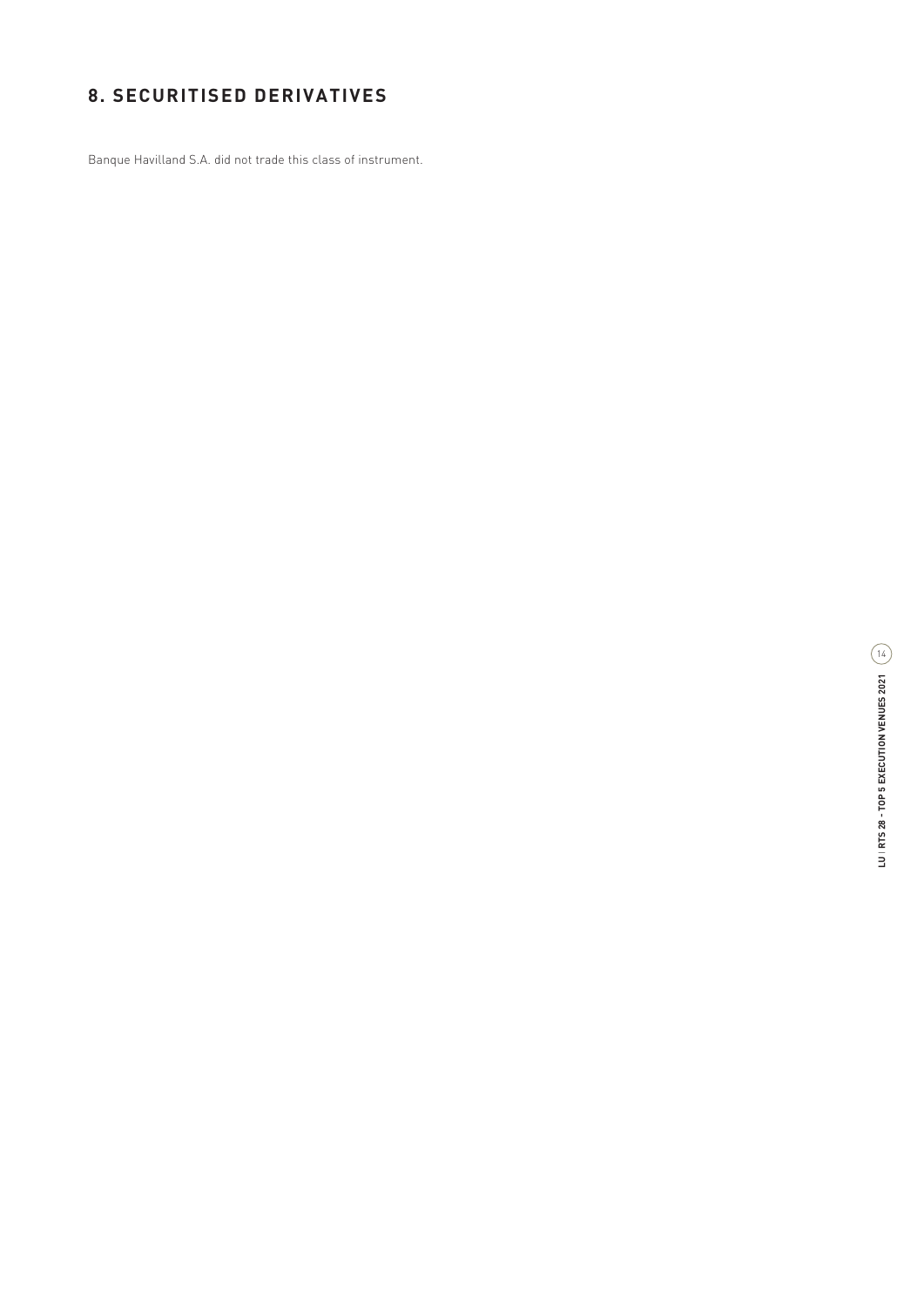## 8. SECURITISED DERIVATIVES

Banque Havilland S.A. did not trade this class of instrument.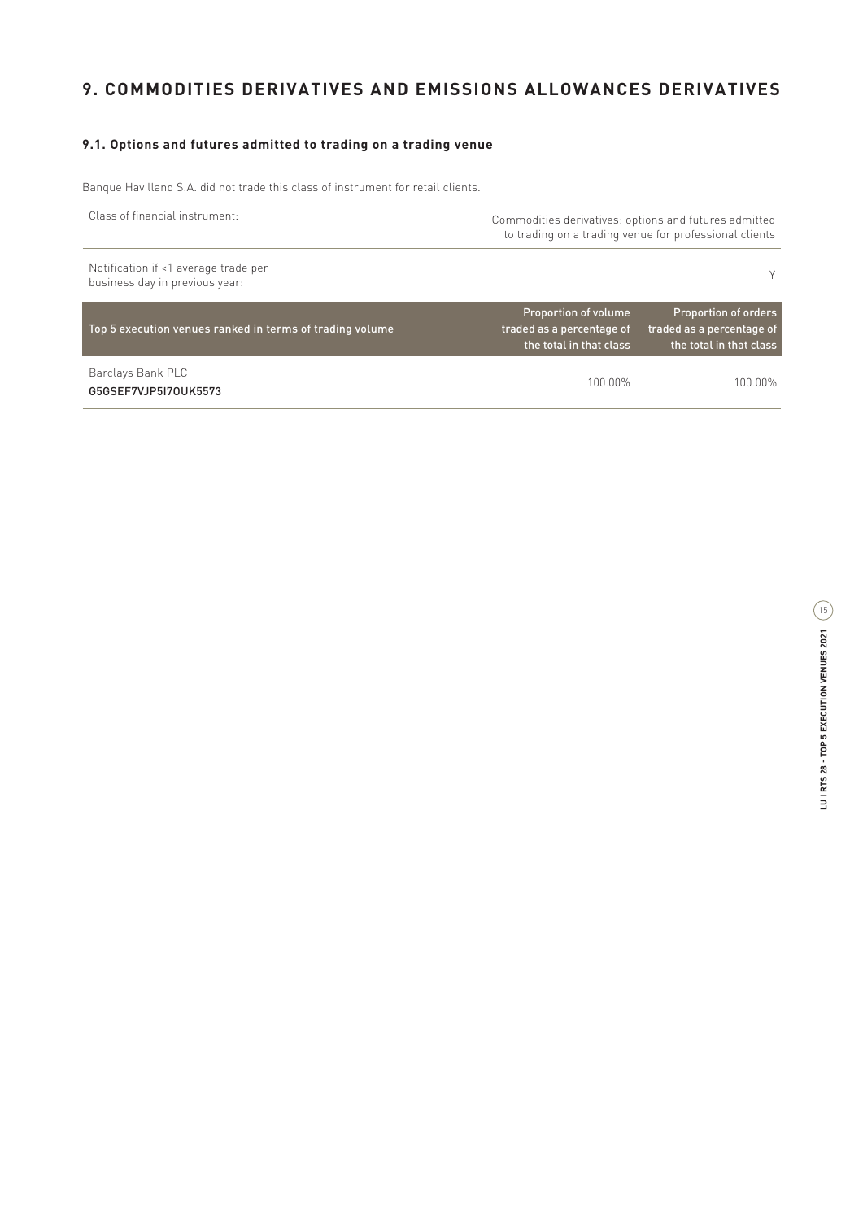# 9. COMMODITIES DERIVATIVES AND EMISSIONS ALLOWANCES DERIVATIVES

### 9.1. Options and futures admitted to trading on a trading venue

Banque Havilland S.A. did not trade this class of instrument for retail clients.

| Class of financial instrument: | Commodities derivatives: options and futures admitted to trading on a trading venue for professional clients | |
|---|---|---|
| Notification if <1 average trade per business day in previous year: | | Y |
| **Top 5 execution venues ranked in terms of trading volume** | **Proportion of volume traded as a percentage of the total in that class** | **Proportion of orders traded as a percentage of the total in that class** |
| Barclays Bank PLC<br>G5GSEF7VJP5I7OUK5573 | 100.00% | 100.00% |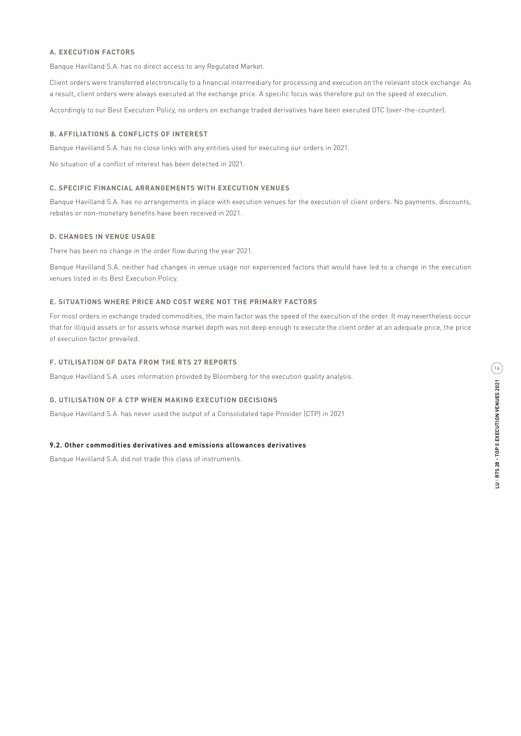#### A. EXECUTION FACTORS

Banque Havilland S.A. has no direct access to any Regulated Market.

Client orders were transferred electronically to a financial intermediary for processing and execution on the relevant stock exchange. As a result, client orders were always executed at the exchange price. A specific focus was therefore put on the speed of execution.

Accordingly to our Best Execution Policy, no orders on exchange traded derivatives have been executed OTC (over-the-counter).

#### B. AFFILIATIONS & CONFLICTS OF INTEREST

Banque Havilland S.A. has no close links with any entities used for executing our orders in 2021.

No situation of a conflict of interest has been detected in 2021.

#### C. SPECIFIC FINANCIAL ARRANGEMENTS WITH EXECUTION VENUES

Banque Havilland S.A. has no arrangements in place with execution venues for the execution of client orders. No payments, discounts, rebates or non-monetary benefits have been received in 2021.

#### D. CHANGES IN VENUE USAGE

There has been no change in the order flow during the year 2021.

Banque Havilland S.A. neither had changes in venue usage nor experienced factors that would have led to a change in the execution venues listed in its Best Execution Policy.

#### E. SITUATIONS WHERE PRICE AND COST WERE NOT THE PRIMARY FACTORS

For most orders in exchange traded commodities, the main factor was the speed of the execution of the order. It may nevertheless occur that for illiquid assets or for assets whose market depth was not deep enough to execute the client order at an adequate price, the price of execution factor prevailed.

#### F. UTILISATION OF DATA FROM THE RTS 27 REPORTS

Banque Havilland S.A. uses information provided by Bloomberg for the execution quality analysis.

#### G. UTILISATION OF A CTP WHEN MAKING EXECUTION DECISIONS

Banque Havilland S.A. has never used the output of a Consolidated tape Provider (CTP) in 2021

### 9.2. Other commodities derivatives and emissions allowances derivatives

Banque Havilland S.A. did not trade this class of instruments.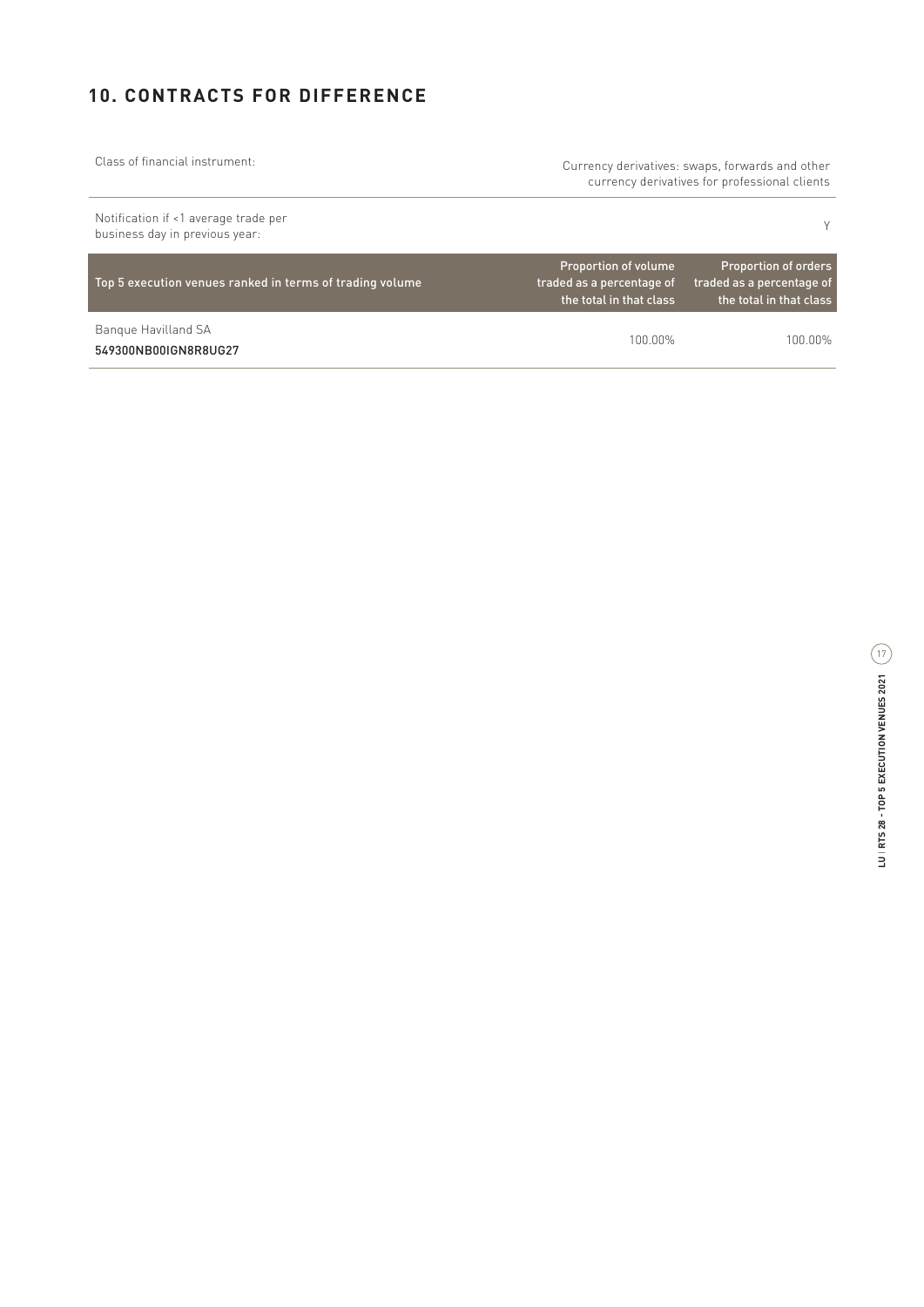## 10. CONTRACTS FOR DIFFERENCE

| Class of financial instrument: | Currency derivatives: swaps, forwards and other currency derivatives for professional clients | |
|---|---|---|
| Notification if <1 average trade per business day in previous year: | | Y |

| Top 5 execution venues ranked in terms of trading volume | Proportion of volume traded as a percentage of the total in that class | Proportion of orders traded as a percentage of the total in that class |
|---|---|---|
| Banque Havilland SA<br>549300NB00IGN8R8UG27 | 100.00% | 100.00% |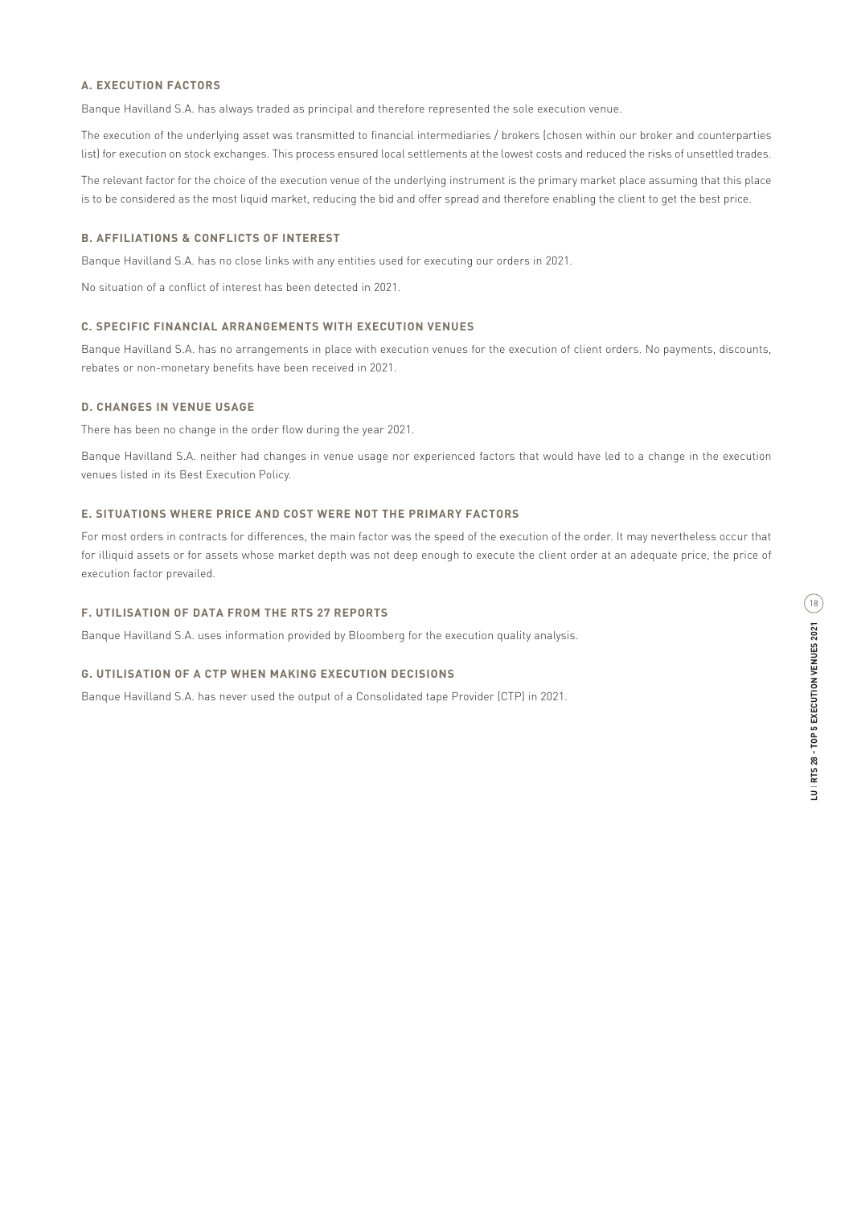### A. EXECUTION FACTORS

Banque Havilland S.A. has always traded as principal and therefore represented the sole execution venue.

The execution of the underlying asset was transmitted to financial intermediaries / brokers (chosen within our broker and counterparties list) for execution on stock exchanges. This process ensured local settlements at the lowest costs and reduced the risks of unsettled trades.

The relevant factor for the choice of the execution venue of the underlying instrument is the primary market place assuming that this place is to be considered as the most liquid market, reducing the bid and offer spread and therefore enabling the client to get the best price.

### B. AFFILIATIONS & CONFLICTS OF INTEREST

Banque Havilland S.A. has no close links with any entities used for executing our orders in 2021.

No situation of a conflict of interest has been detected in 2021.

### C. SPECIFIC FINANCIAL ARRANGEMENTS WITH EXECUTION VENUES

Banque Havilland S.A. has no arrangements in place with execution venues for the execution of client orders. No payments, discounts, rebates or non-monetary benefits have been received in 2021.

### D. CHANGES IN VENUE USAGE

There has been no change in the order flow during the year 2021.

Banque Havilland S.A. neither had changes in venue usage nor experienced factors that would have led to a change in the execution venues listed in its Best Execution Policy.

### E. SITUATIONS WHERE PRICE AND COST WERE NOT THE PRIMARY FACTORS

For most orders in contracts for differences, the main factor was the speed of the execution of the order. It may nevertheless occur that for illiquid assets or for assets whose market depth was not deep enough to execute the client order at an adequate price, the price of execution factor prevailed.

### F. UTILISATION OF DATA FROM THE RTS 27 REPORTS

Banque Havilland S.A. uses information provided by Bloomberg for the execution quality analysis.

### G. UTILISATION OF A CTP WHEN MAKING EXECUTION DECISIONS

Banque Havilland S.A. has never used the output of a Consolidated tape Provider (CTP) in 2021.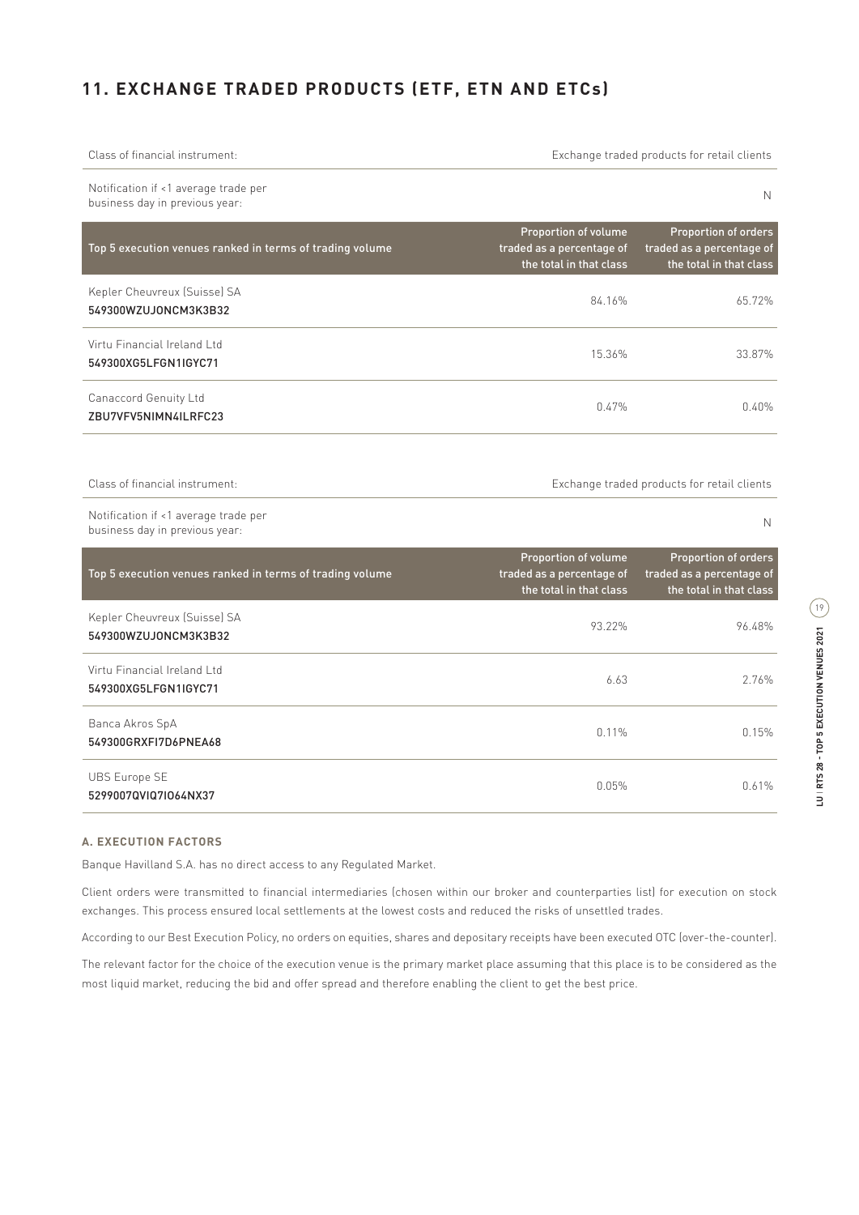## 11. EXCHANGE TRADED PRODUCTS (ETF, ETN AND ETCs)

| Class of financial instrument: | Exchange traded products for retail clients | |
|---|---|---|
| Notification if <1 average trade per business day in previous year: | | N |
| **Top 5 execution venues ranked in terms of trading volume** | **Proportion of volume traded as a percentage of the total in that class** | **Proportion of orders traded as a percentage of the total in that class** |
| Kepler Cheuvreux (Suisse) SA<br>549300WZUJONCM3K3B32 | 84.16% | 65.72% |
| Virtu Financial Ireland Ltd<br>549300XG5LFGN1IGYC71 | 15.36% | 33.87% |
| Canaccord Genuity Ltd<br>ZBU7VFV5NIMN4ILRFC23 | 0.47% | 0.40% |

| Class of financial instrument: | Exchange traded products for retail clients | |
|---|---|---|
| Notification if <1 average trade per business day in previous year: | | N |
| **Top 5 execution venues ranked in terms of trading volume** | **Proportion of volume traded as a percentage of the total in that class** | **Proportion of orders traded as a percentage of the total in that class** |
| Kepler Cheuvreux (Suisse) SA<br>549300WZUJONCM3K3B32 | 93.22% | 96.48% |
| Virtu Financial Ireland Ltd<br>549300XG5LFGN1IGYC71 | 6.63 | 2.76% |
| Banca Akros SpA<br>549300GRXFI7D6PNEA68 | 0.11% | 0.15% |
| UBS Europe SE<br>5299007QVIQ7IO64NX37 | 0.05% | 0.61% |

### A. EXECUTION FACTORS

Banque Havilland S.A. has no direct access to any Regulated Market.

Client orders were transmitted to financial intermediaries (chosen within our broker and counterparties list) for execution on stock exchanges. This process ensured local settlements at the lowest costs and reduced the risks of unsettled trades.

According to our Best Execution Policy, no orders on equities, shares and depositary receipts have been executed OTC (over-the-counter).

The relevant factor for the choice of the execution venue is the primary market place assuming that this place is to be considered as the most liquid market, reducing the bid and offer spread and therefore enabling the client to get the best price.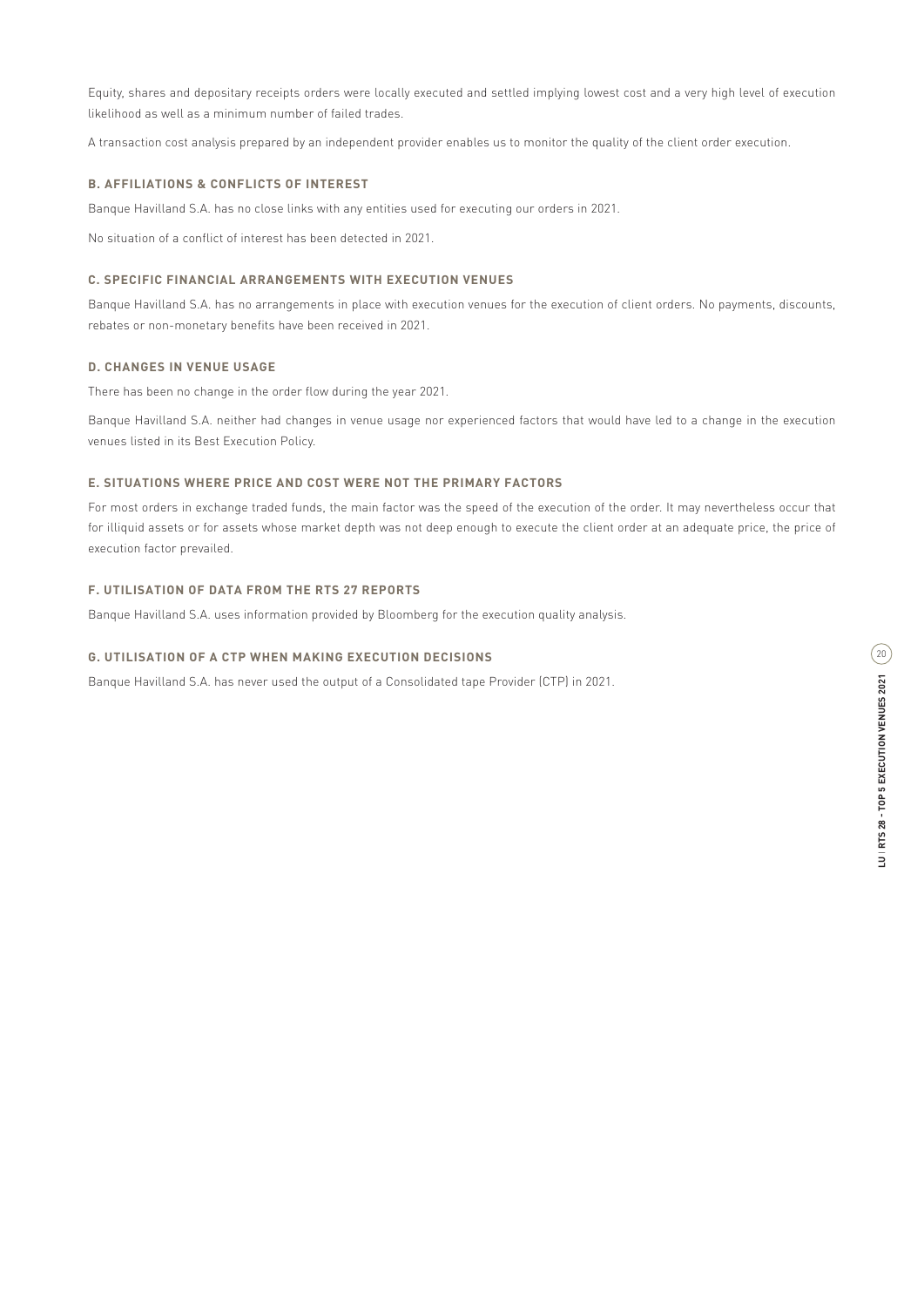Equity, shares and depositary receipts orders were locally executed and settled implying lowest cost and a very high level of execution likelihood as well as a minimum number of failed trades.

A transaction cost analysis prepared by an independent provider enables us to monitor the quality of the client order execution.

### B. AFFILIATIONS & CONFLICTS OF INTEREST

Banque Havilland S.A. has no close links with any entities used for executing our orders in 2021.

No situation of a conflict of interest has been detected in 2021.

### C. SPECIFIC FINANCIAL ARRANGEMENTS WITH EXECUTION VENUES

Banque Havilland S.A. has no arrangements in place with execution venues for the execution of client orders. No payments, discounts, rebates or non-monetary benefits have been received in 2021.

### D. CHANGES IN VENUE USAGE

There has been no change in the order flow during the year 2021.

Banque Havilland S.A. neither had changes in venue usage nor experienced factors that would have led to a change in the execution venues listed in its Best Execution Policy.

### E. SITUATIONS WHERE PRICE AND COST WERE NOT THE PRIMARY FACTORS

For most orders in exchange traded funds, the main factor was the speed of the execution of the order. It may nevertheless occur that for illiquid assets or for assets whose market depth was not deep enough to execute the client order at an adequate price, the price of execution factor prevailed.

### F. UTILISATION OF DATA FROM THE RTS 27 REPORTS

Banque Havilland S.A. uses information provided by Bloomberg for the execution quality analysis.

### G. UTILISATION OF A CTP WHEN MAKING EXECUTION DECISIONS

Banque Havilland S.A. has never used the output of a Consolidated tape Provider (CTP) in 2021.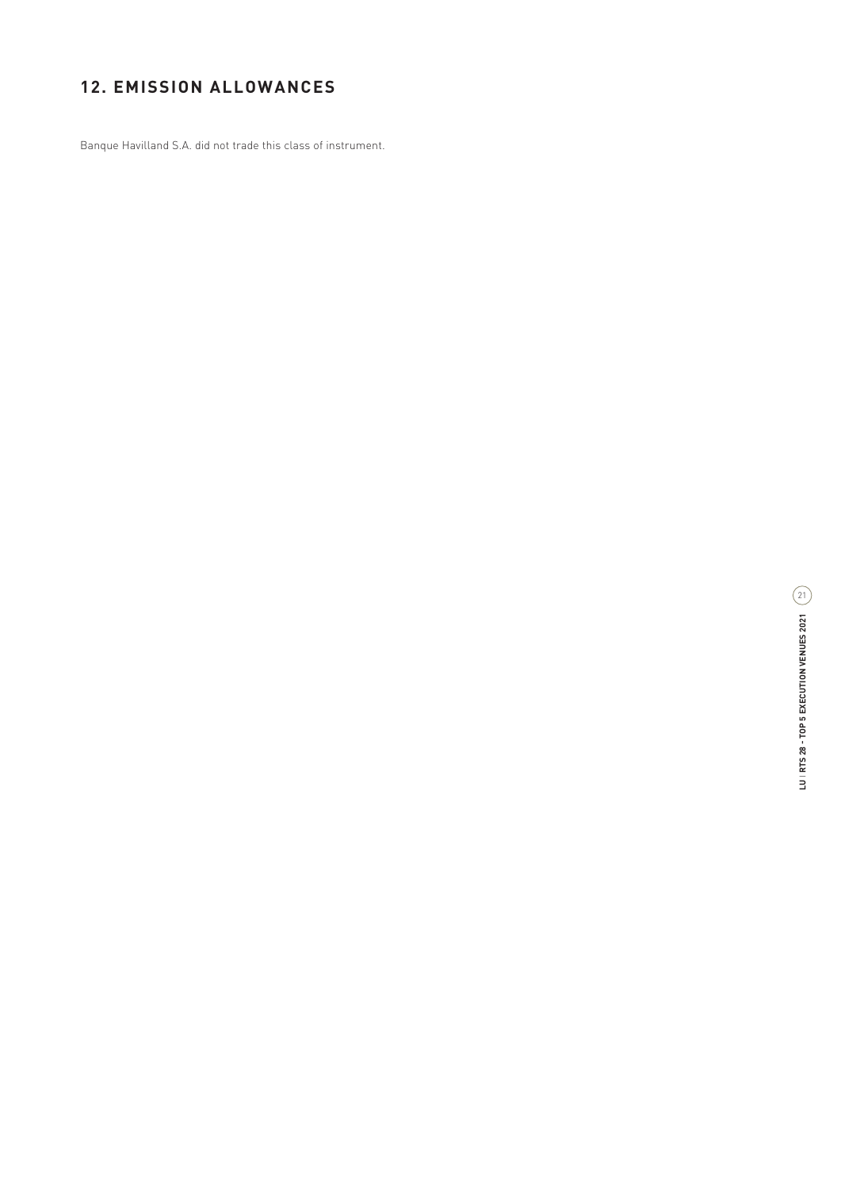## 12. EMISSION ALLOWANCES

Banque Havilland S.A. did not trade this class of instrument.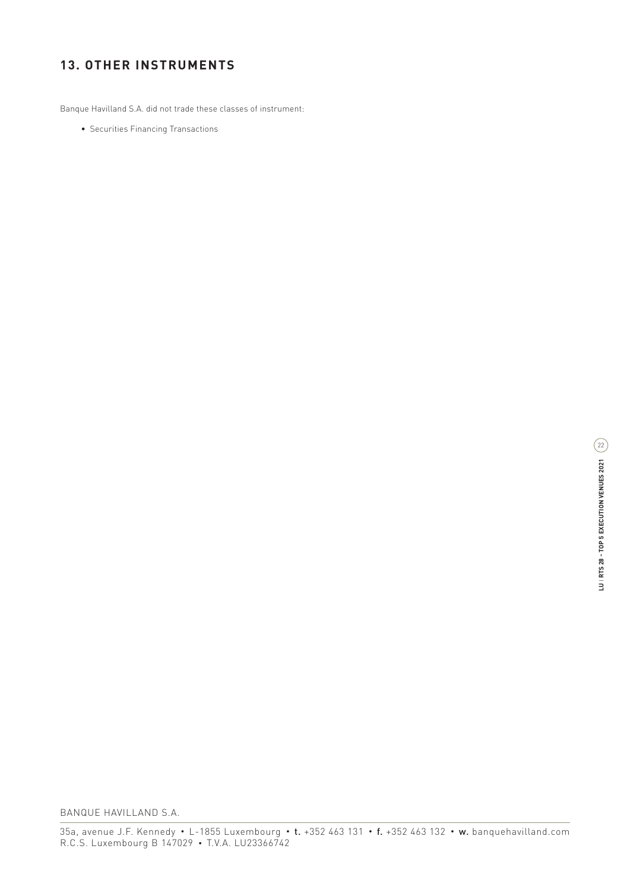## 13. OTHER INSTRUMENTS

Banque Havilland S.A. did not trade these classes of instrument:

- Securities Financing Transactions